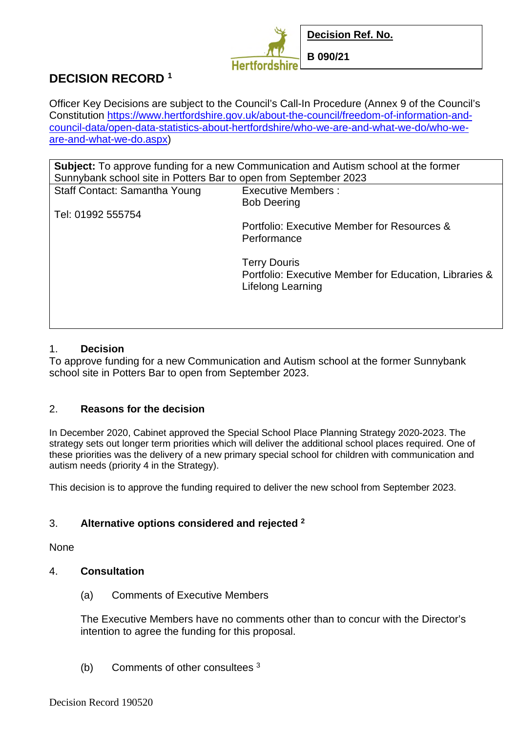| **Decision Ref. No.** |
| --- |
| **B 090/21** |

# DECISION RECORD [1]

Officer Key Decisions are subject to the Council's Call-In Procedure (Annex 9 of the Council's Constitution [https://www.hertfordshire.gov.uk/about-the-council/freedom-of-information-and-council-data/open-data-statistics-about-hertfordshire/who-we-are-and-what-we-do/who-we-are-and-what-we-do.aspx](https://www.hertfordshire.gov.uk/about-the-council/freedom-of-information-and-council-data/open-data-statistics-about-hertfordshire/who-we-are-and-what-we-do/who-we-are-and-what-we-do.aspx))

| **Subject:** To approve funding for a new Communication and Autism school at the former Sunnybank school site in Potters Bar to open from September 2023 | |
| --- | --- |
| Staff Contact: Samantha Young<br><br>Tel: 01992 555754 | Executive Members :<br>Bob Deering<br><br>Portfolio: Executive Member for Resources & Performance<br><br>Terry Douris<br>Portfolio: Executive Member for Education, Libraries & Lifelong Learning |

## 1. Decision

To approve funding for a new Communication and Autism school at the former Sunnybank school site in Potters Bar to open from September 2023.

## 2. Reasons for the decision

In December 2020, Cabinet approved the Special School Place Planning Strategy 2020-2023. The strategy sets out longer term priorities which will deliver the additional school places required. One of these priorities was the delivery of a new primary special school for children with communication and autism needs (priority 4 in the Strategy).

This decision is to approve the funding required to deliver the new school from September 2023.

## 3. Alternative options considered and rejected [2]

None

## 4. Consultation

(a) Comments of Executive Members

The Executive Members have no comments other than to concur with the Director's intention to agree the funding for this proposal.

(b) Comments of other consultees [3]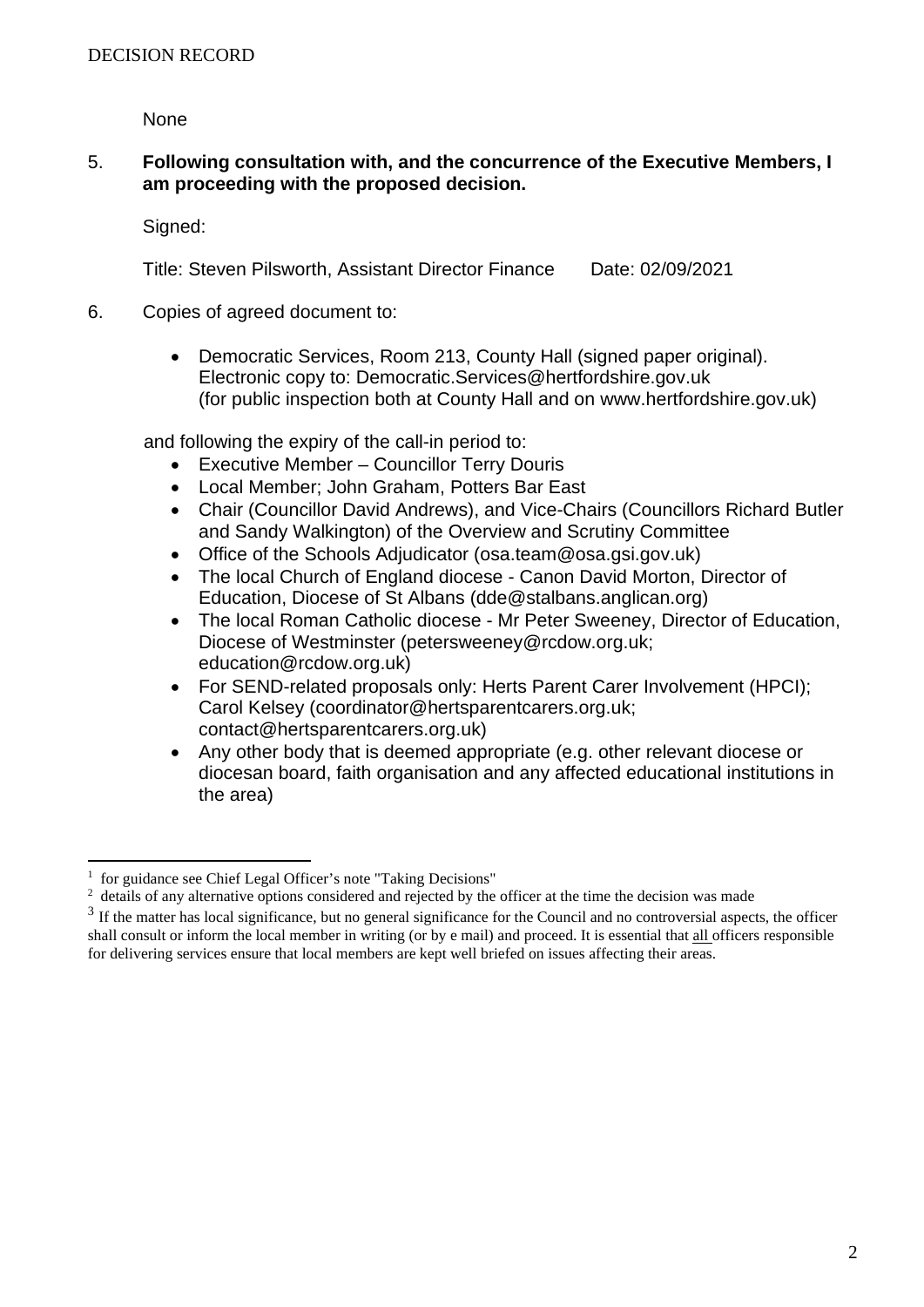None

5. **Following consultation with, and the concurrence of the Executive Members, I am proceeding with the proposed decision.**

   Signed:

   Title: Steven Pilsworth, Assistant Director Finance        Date: 02/09/2021

6. Copies of agreed document to:

   - Democratic Services, Room 213, County Hall (signed paper original). Electronic copy to: Democratic.Services@hertfordshire.gov.uk (for public inspection both at County Hall and on www.hertfordshire.gov.uk)

   and following the expiry of the call-in period to:

   - Executive Member – Councillor Terry Douris
   - Local Member; John Graham, Potters Bar East
   - Chair (Councillor David Andrews), and Vice-Chairs (Councillors Richard Butler and Sandy Walkington) of the Overview and Scrutiny Committee
   - Office of the Schools Adjudicator (osa.team@osa.gsi.gov.uk)
   - The local Church of England diocese - Canon David Morton, Director of Education, Diocese of St Albans (dde@stalbans.anglican.org)
   - The local Roman Catholic diocese - Mr Peter Sweeney, Director of Education, Diocese of Westminster (petersweeney@rcdow.org.uk; education@rcdow.org.uk)
   - For SEND-related proposals only: Herts Parent Carer Involvement (HPCI); Carol Kelsey (coordinator@hertsparentcarers.org.uk; contact@hertsparentcarers.org.uk)
   - Any other body that is deemed appropriate (e.g. other relevant diocese or diocesan board, faith organisation and any affected educational institutions in the area)

---

[1] for guidance see Chief Legal Officer's note "Taking Decisions"

[2] details of any alternative options considered and rejected by the officer at the time the decision was made

[3] If the matter has local significance, but no general significance for the Council and no controversial aspects, the officer shall consult or inform the local member in writing (or by e mail) and proceed. It is essential that <u>all</u> officers responsible for delivering services ensure that local members are kept well briefed on issues affecting their areas.